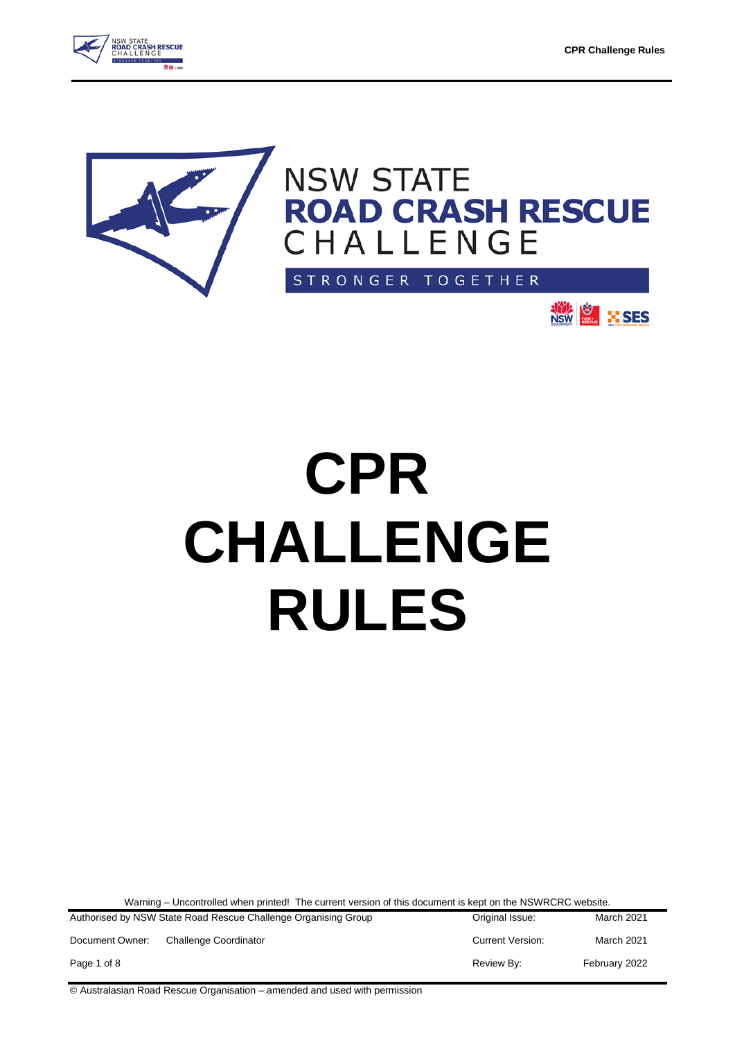NSW STATE
**ROAD CRASH RESCUE**
CHALLENGE

STRONGER TOGETHER

# CPR CHALLENGE RULES

Warning – Uncontrolled when printed! The current version of this document is kept on the NSWRCRC website.

| Authorised by NSW State Road Rescue Challenge Organising Group | | Original Issue: | March 2021 |
|---|---|---|---|
| Document Owner: | Challenge Coordinator | Current Version: | March 2021 |
| | | Review By: | February 2022 |

© Australasian Road Rescue Organisation – amended and used with permission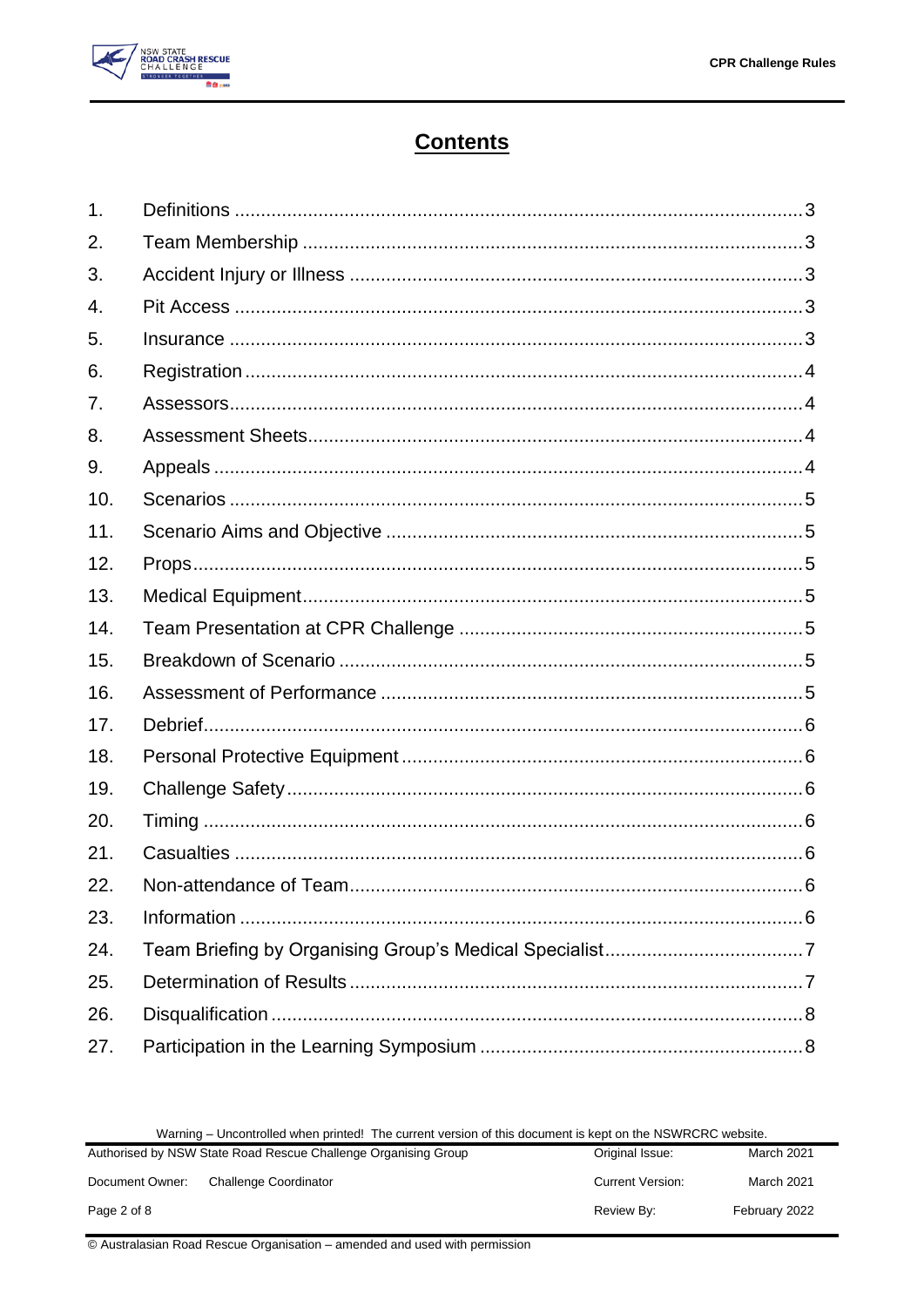# Contents

| | | |
|---|---|---|
| 1. | Definitions | 3 |
| 2. | Team Membership | 3 |
| 3. | Accident Injury or Illness | 3 |
| 4. | Pit Access | 3 |
| 5. | Insurance | 3 |
| 6. | Registration | 4 |
| 7. | Assessors | 4 |
| 8. | Assessment Sheets | 4 |
| 9. | Appeals | 4 |
| 10. | Scenarios | 5 |
| 11. | Scenario Aims and Objective | 5 |
| 12. | Props | 5 |
| 13. | Medical Equipment | 5 |
| 14. | Team Presentation at CPR Challenge | 5 |
| 15. | Breakdown of Scenario | 5 |
| 16. | Assessment of Performance | 5 |
| 17. | Debrief | 6 |
| 18. | Personal Protective Equipment | 6 |
| 19. | Challenge Safety | 6 |
| 20. | Timing | 6 |
| 21. | Casualties | 6 |
| 22. | Non-attendance of Team | 6 |
| 23. | Information | 6 |
| 24. | Team Briefing by Organising Group's Medical Specialist | 7 |
| 25. | Determination of Results | 7 |
| 26. | Disqualification | 8 |
| 27. | Participation in the Learning Symposium | 8 |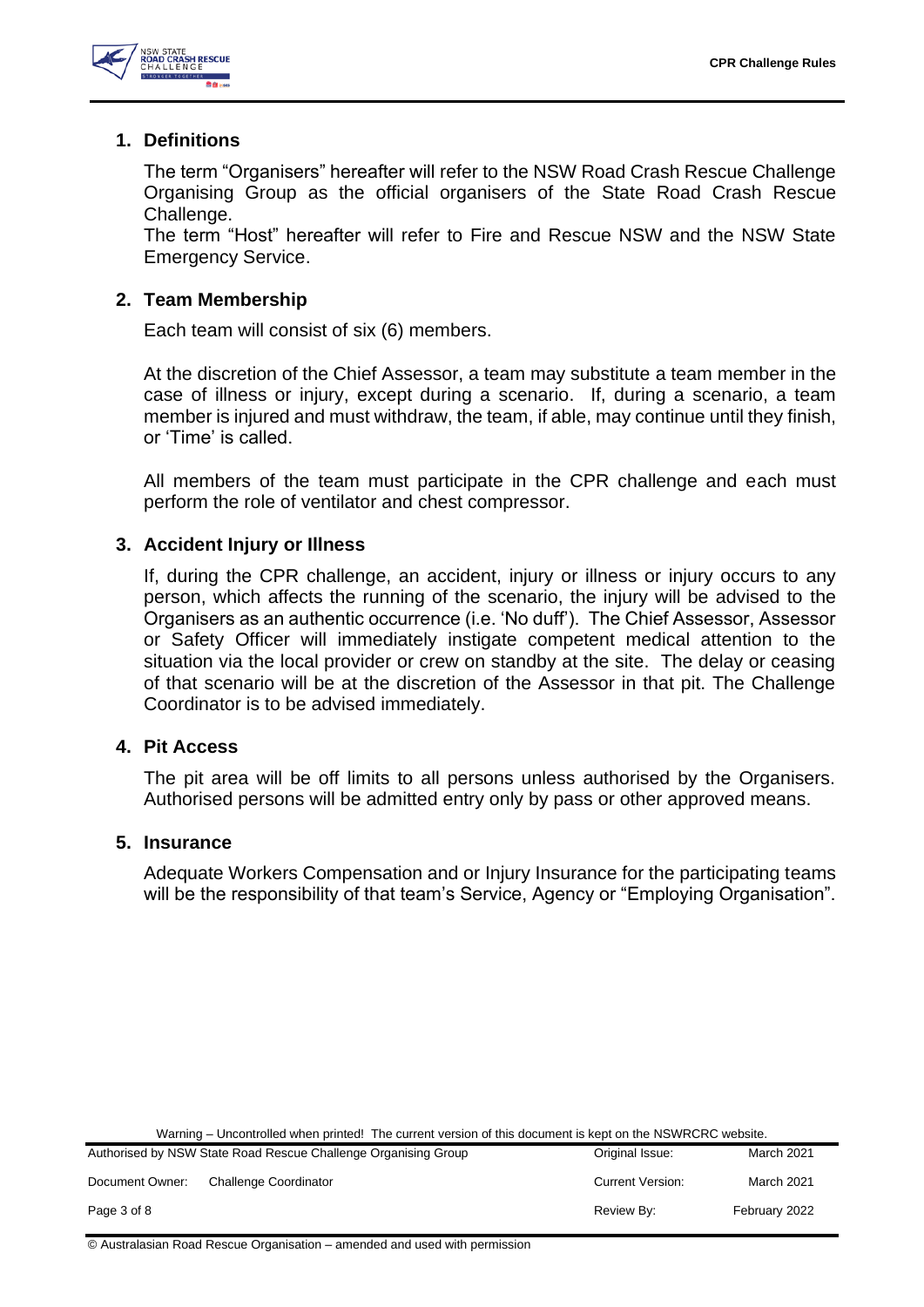## 1. Definitions

The term "Organisers" hereafter will refer to the NSW Road Crash Rescue Challenge Organising Group as the official organisers of the State Road Crash Rescue Challenge.

The term "Host" hereafter will refer to Fire and Rescue NSW and the NSW State Emergency Service.

## 2. Team Membership

Each team will consist of six (6) members.

At the discretion of the Chief Assessor, a team may substitute a team member in the case of illness or injury, except during a scenario. If, during a scenario, a team member is injured and must withdraw, the team, if able, may continue until they finish, or 'Time' is called.

All members of the team must participate in the CPR challenge and each must perform the role of ventilator and chest compressor.

## 3. Accident Injury or Illness

If, during the CPR challenge, an accident, injury or illness or injury occurs to any person, which affects the running of the scenario, the injury will be advised to the Organisers as an authentic occurrence (i.e. 'No duff'). The Chief Assessor, Assessor or Safety Officer will immediately instigate competent medical attention to the situation via the local provider or crew on standby at the site. The delay or ceasing of that scenario will be at the discretion of the Assessor in that pit. The Challenge Coordinator is to be advised immediately.

## 4. Pit Access

The pit area will be off limits to all persons unless authorised by the Organisers. Authorised persons will be admitted entry only by pass or other approved means.

## 5. Insurance

Adequate Workers Compensation and or Injury Insurance for the participating teams will be the responsibility of that team's Service, Agency or "Employing Organisation".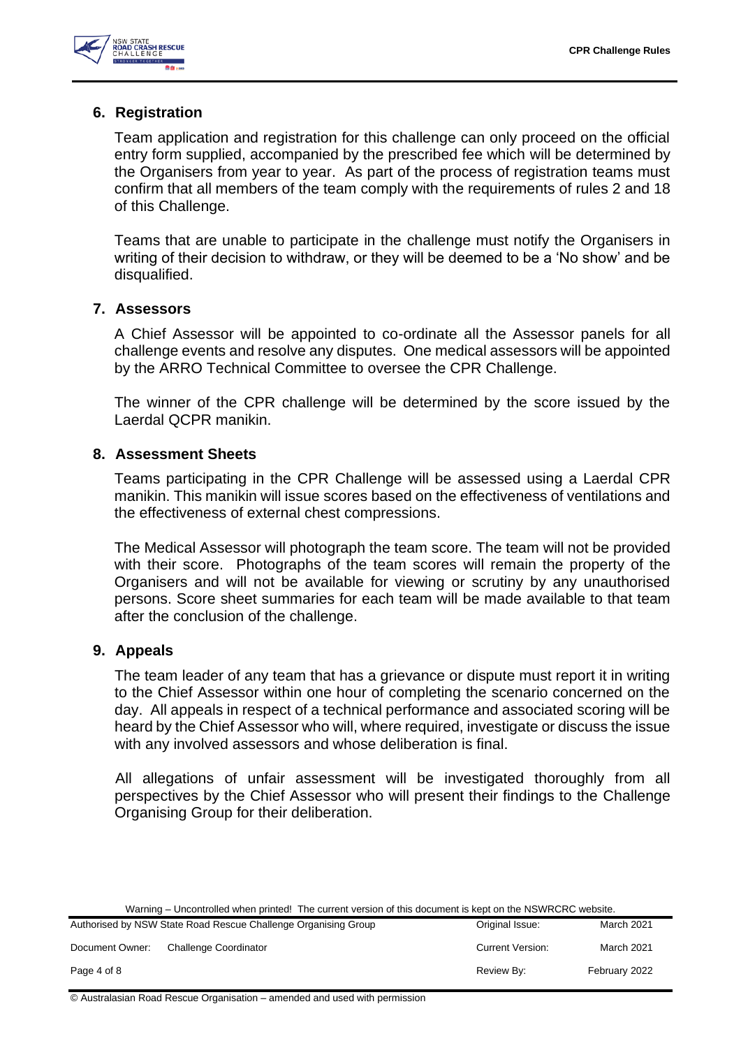## 6. Registration

Team application and registration for this challenge can only proceed on the official entry form supplied, accompanied by the prescribed fee which will be determined by the Organisers from year to year. As part of the process of registration teams must confirm that all members of the team comply with the requirements of rules 2 and 18 of this Challenge.

Teams that are unable to participate in the challenge must notify the Organisers in writing of their decision to withdraw, or they will be deemed to be a 'No show' and be disqualified.

## 7. Assessors

A Chief Assessor will be appointed to co-ordinate all the Assessor panels for all challenge events and resolve any disputes. One medical assessors will be appointed by the ARRO Technical Committee to oversee the CPR Challenge.

The winner of the CPR challenge will be determined by the score issued by the Laerdal QCPR manikin.

## 8. Assessment Sheets

Teams participating in the CPR Challenge will be assessed using a Laerdal CPR manikin. This manikin will issue scores based on the effectiveness of ventilations and the effectiveness of external chest compressions.

The Medical Assessor will photograph the team score. The team will not be provided with their score. Photographs of the team scores will remain the property of the Organisers and will not be available for viewing or scrutiny by any unauthorised persons. Score sheet summaries for each team will be made available to that team after the conclusion of the challenge.

## 9. Appeals

The team leader of any team that has a grievance or dispute must report it in writing to the Chief Assessor within one hour of completing the scenario concerned on the day. All appeals in respect of a technical performance and associated scoring will be heard by the Chief Assessor who will, where required, investigate or discuss the issue with any involved assessors and whose deliberation is final.

All allegations of unfair assessment will be investigated thoroughly from all perspectives by the Chief Assessor who will present their findings to the Challenge Organising Group for their deliberation.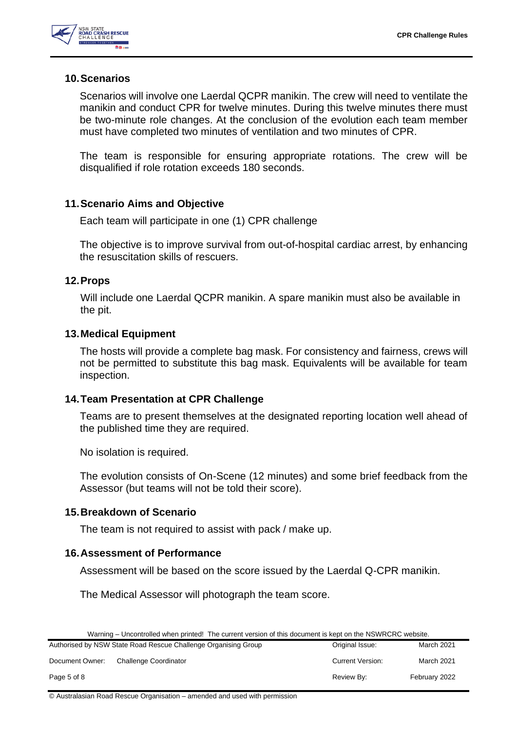## 10. Scenarios

Scenarios will involve one Laerdal QCPR manikin. The crew will need to ventilate the manikin and conduct CPR for twelve minutes. During this twelve minutes there must be two-minute role changes. At the conclusion of the evolution each team member must have completed two minutes of ventilation and two minutes of CPR.

The team is responsible for ensuring appropriate rotations. The crew will be disqualified if role rotation exceeds 180 seconds.

## 11. Scenario Aims and Objective

Each team will participate in one (1) CPR challenge

The objective is to improve survival from out-of-hospital cardiac arrest, by enhancing the resuscitation skills of rescuers.

## 12. Props

Will include one Laerdal QCPR manikin. A spare manikin must also be available in the pit.

## 13. Medical Equipment

The hosts will provide a complete bag mask. For consistency and fairness, crews will not be permitted to substitute this bag mask. Equivalents will be available for team inspection.

## 14. Team Presentation at CPR Challenge

Teams are to present themselves at the designated reporting location well ahead of the published time they are required.

No isolation is required.

The evolution consists of On-Scene (12 minutes) and some brief feedback from the Assessor (but teams will not be told their score).

## 15. Breakdown of Scenario

The team is not required to assist with pack / make up.

## 16. Assessment of Performance

Assessment will be based on the score issued by the Laerdal Q-CPR manikin.

The Medical Assessor will photograph the team score.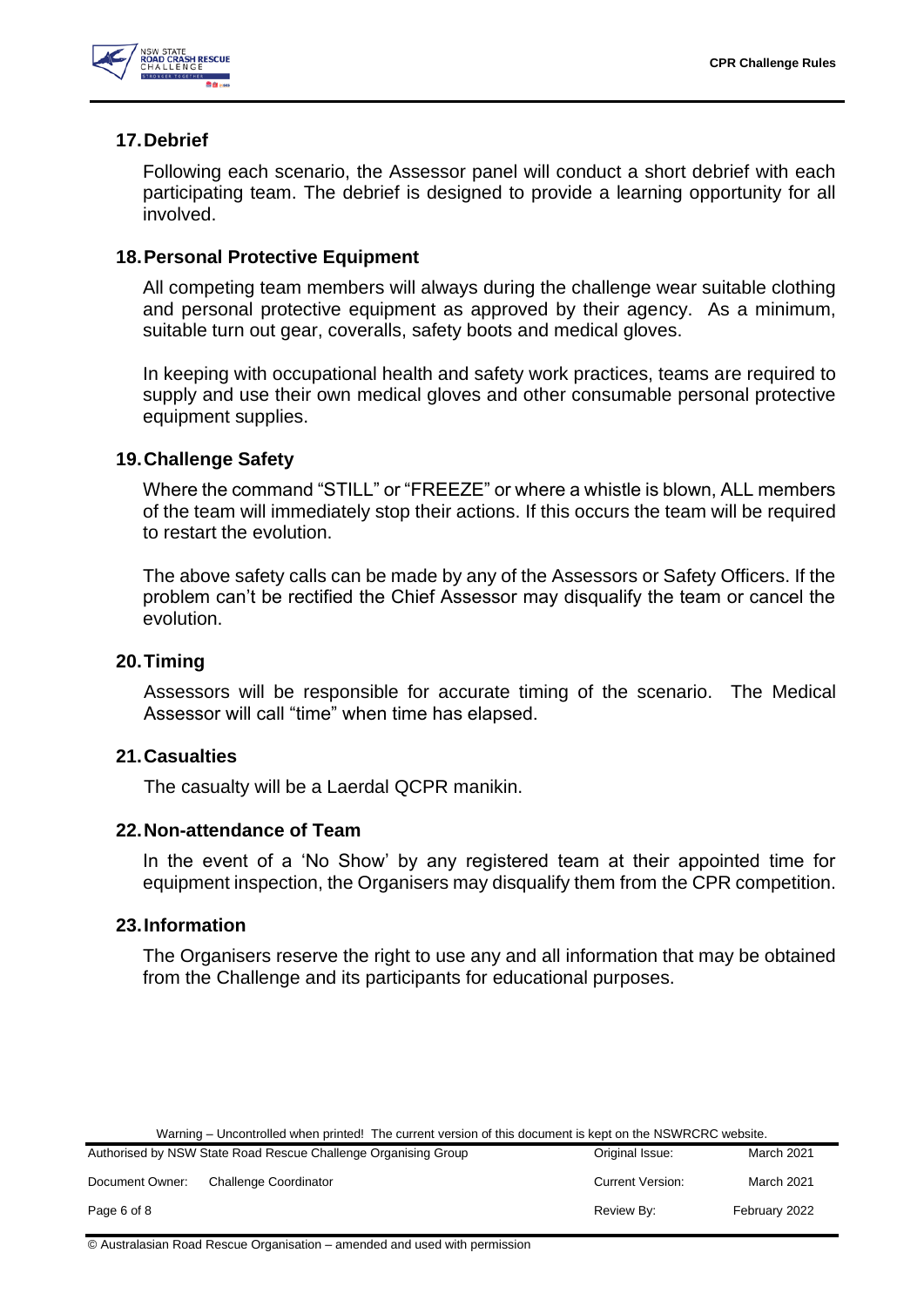## 17. Debrief

Following each scenario, the Assessor panel will conduct a short debrief with each participating team. The debrief is designed to provide a learning opportunity for all involved.

## 18. Personal Protective Equipment

All competing team members will always during the challenge wear suitable clothing and personal protective equipment as approved by their agency. As a minimum, suitable turn out gear, coveralls, safety boots and medical gloves.

In keeping with occupational health and safety work practices, teams are required to supply and use their own medical gloves and other consumable personal protective equipment supplies.

## 19. Challenge Safety

Where the command "STILL" or "FREEZE" or where a whistle is blown, ALL members of the team will immediately stop their actions. If this occurs the team will be required to restart the evolution.

The above safety calls can be made by any of the Assessors or Safety Officers. If the problem can't be rectified the Chief Assessor may disqualify the team or cancel the evolution.

## 20. Timing

Assessors will be responsible for accurate timing of the scenario. The Medical Assessor will call "time" when time has elapsed.

## 21. Casualties

The casualty will be a Laerdal QCPR manikin.

## 22. Non-attendance of Team

In the event of a 'No Show' by any registered team at their appointed time for equipment inspection, the Organisers may disqualify them from the CPR competition.

## 23. Information

The Organisers reserve the right to use any and all information that may be obtained from the Challenge and its participants for educational purposes.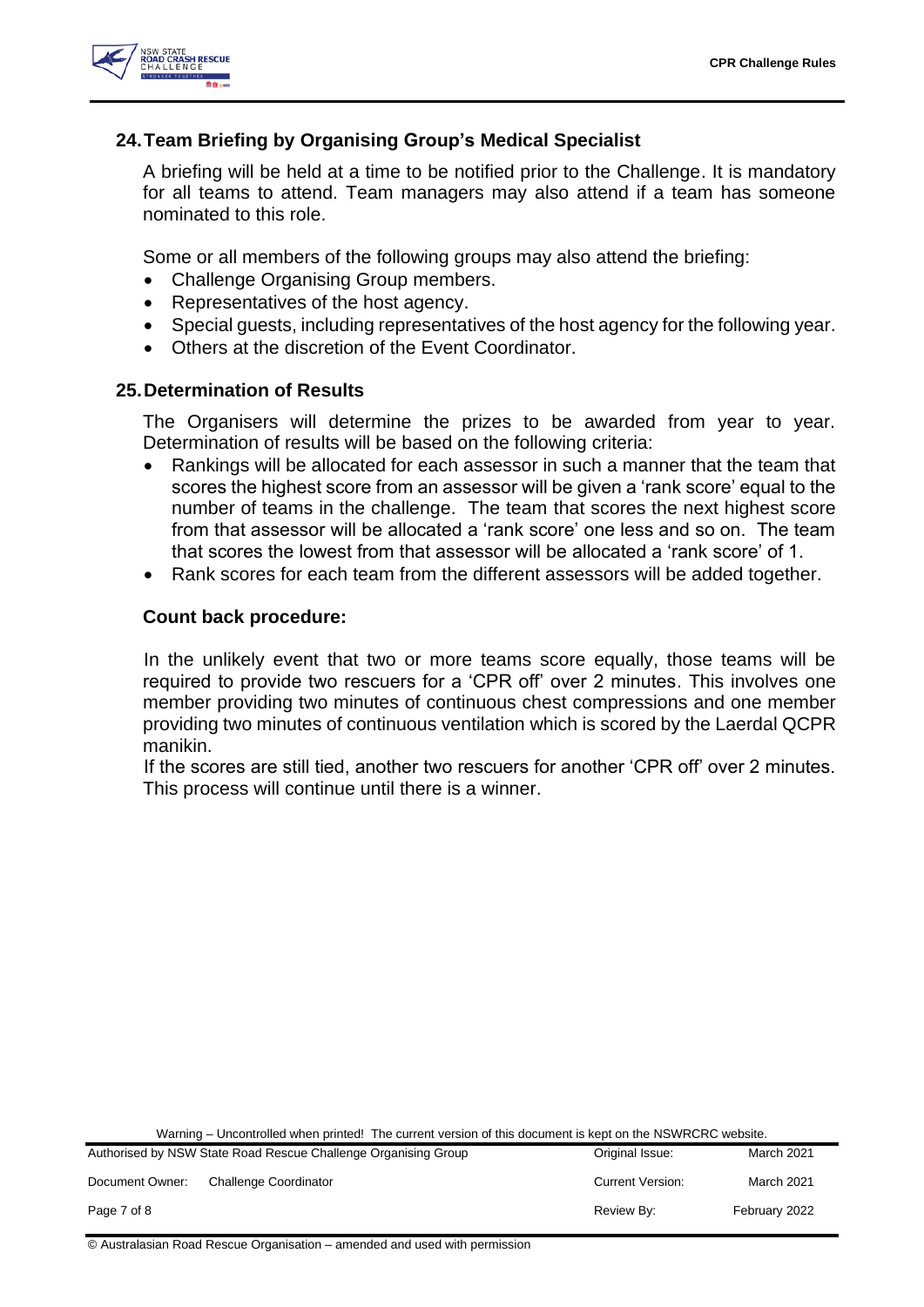## 24. Team Briefing by Organising Group's Medical Specialist

A briefing will be held at a time to be notified prior to the Challenge. It is mandatory for all teams to attend. Team managers may also attend if a team has someone nominated to this role.

Some or all members of the following groups may also attend the briefing:

- Challenge Organising Group members.
- Representatives of the host agency.
- Special guests, including representatives of the host agency for the following year.
- Others at the discretion of the Event Coordinator.

## 25. Determination of Results

The Organisers will determine the prizes to be awarded from year to year. Determination of results will be based on the following criteria:

- Rankings will be allocated for each assessor in such a manner that the team that scores the highest score from an assessor will be given a 'rank score' equal to the number of teams in the challenge. The team that scores the next highest score from that assessor will be allocated a 'rank score' one less and so on. The team that scores the lowest from that assessor will be allocated a 'rank score' of 1.
- Rank scores for each team from the different assessors will be added together.

### Count back procedure:

In the unlikely event that two or more teams score equally, those teams will be required to provide two rescuers for a 'CPR off' over 2 minutes. This involves one member providing two minutes of continuous chest compressions and one member providing two minutes of continuous ventilation which is scored by the Laerdal QCPR manikin.

If the scores are still tied, another two rescuers for another 'CPR off' over 2 minutes. This process will continue until there is a winner.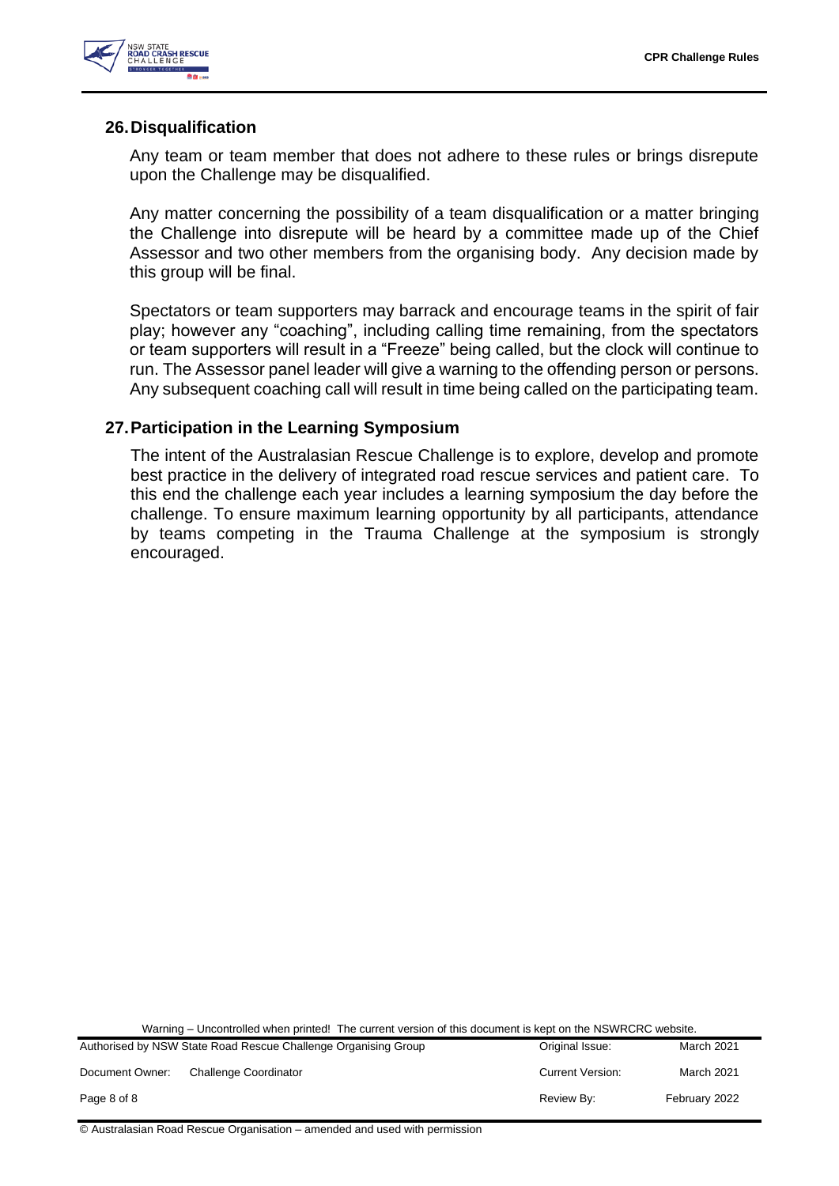## 26. Disqualification

Any team or team member that does not adhere to these rules or brings disrepute upon the Challenge may be disqualified.

Any matter concerning the possibility of a team disqualification or a matter bringing the Challenge into disrepute will be heard by a committee made up of the Chief Assessor and two other members from the organising body. Any decision made by this group will be final.

Spectators or team supporters may barrack and encourage teams in the spirit of fair play; however any "coaching", including calling time remaining, from the spectators or team supporters will result in a "Freeze" being called, but the clock will continue to run. The Assessor panel leader will give a warning to the offending person or persons. Any subsequent coaching call will result in time being called on the participating team.

## 27. Participation in the Learning Symposium

The intent of the Australasian Rescue Challenge is to explore, develop and promote best practice in the delivery of integrated road rescue services and patient care. To this end the challenge each year includes a learning symposium the day before the challenge. To ensure maximum learning opportunity by all participants, attendance by teams competing in the Trauma Challenge at the symposium is strongly encouraged.